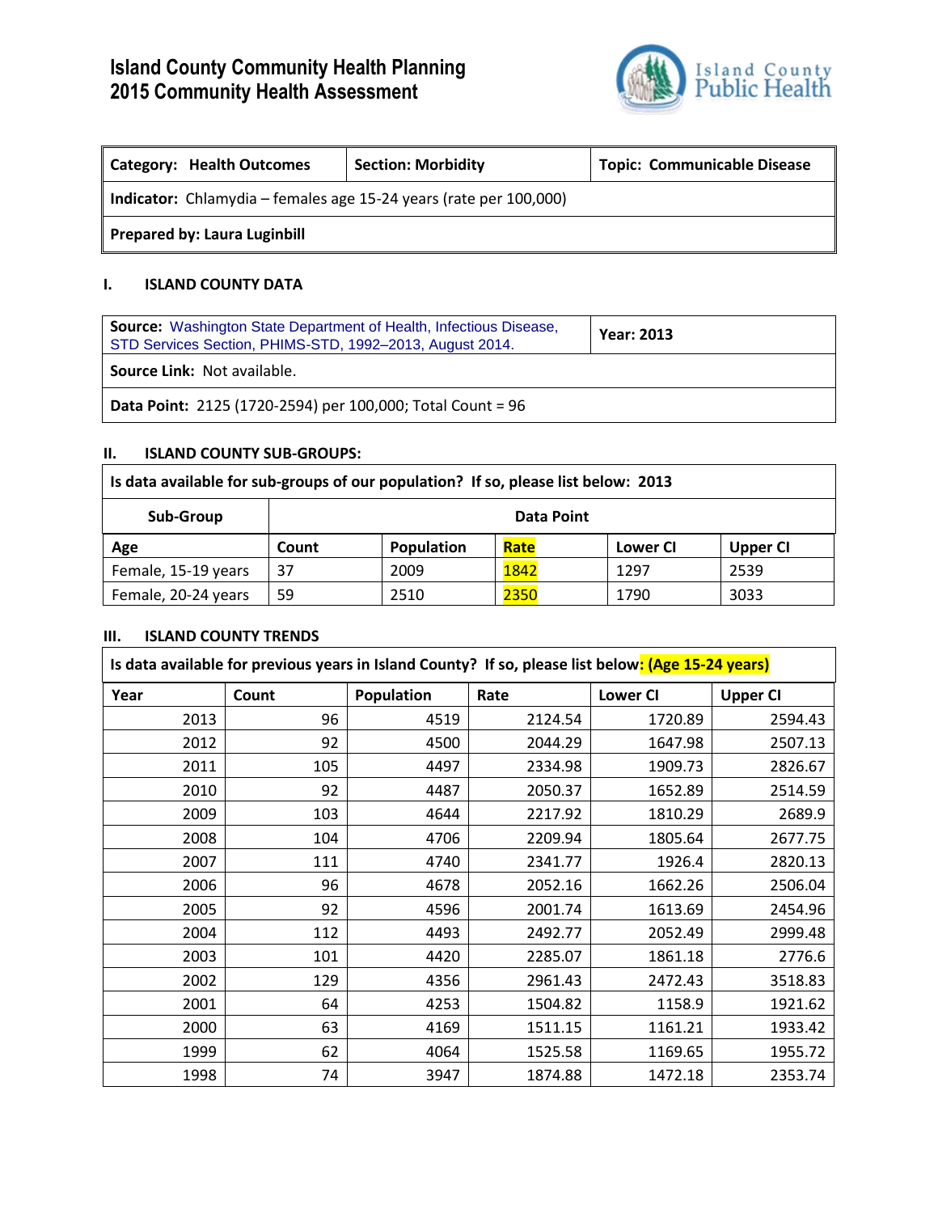# Island County Community Health Planning
# 2015 Community Health Assessment

Island County Public Health

| **Category: Health Outcomes** | **Section: Morbidity** | **Topic: Communicable Disease** |
|---|---|---|
| **Indicator:** Chlamydia – females age 15-24 years (rate per 100,000) | | |
| **Prepared by: Laura Luginbill** | | |

## I. ISLAND COUNTY DATA

| **Source:** Washington State Department of Health, Infectious Disease, STD Services Section, PHIMS-STD, 1992–2013, August 2014. | **Year: 2013** |
|---|---|
| **Source Link:** Not available. | |
| **Data Point:** 2125 (1720-2594) per 100,000; Total Count = 96 | |

## II. ISLAND COUNTY SUB-GROUPS:

**Is data available for sub-groups of our population? If so, please list below: 2013**

| **Sub-Group** | **Data Point** | | | | |
|---|---|---|---|---|---|
| **Age** | **Count** | **Population** | **Rate** | **Lower CI** | **Upper CI** |
| Female, 15-19 years | 37 | 2009 | 1842 | 1297 | 2539 |
| Female, 20-24 years | 59 | 2510 | 2350 | 1790 | 3033 |

## III. ISLAND COUNTY TRENDS

**Is data available for previous years in Island County? If so, please list below: (Age 15-24 years)**

| **Year** | **Count** | **Population** | **Rate** | **Lower CI** | **Upper CI** |
|---|---|---|---|---|---|
| 2013 | 96 | 4519 | 2124.54 | 1720.89 | 2594.43 |
| 2012 | 92 | 4500 | 2044.29 | 1647.98 | 2507.13 |
| 2011 | 105 | 4497 | 2334.98 | 1909.73 | 2826.67 |
| 2010 | 92 | 4487 | 2050.37 | 1652.89 | 2514.59 |
| 2009 | 103 | 4644 | 2217.92 | 1810.29 | 2689.9 |
| 2008 | 104 | 4706 | 2209.94 | 1805.64 | 2677.75 |
| 2007 | 111 | 4740 | 2341.77 | 1926.4 | 2820.13 |
| 2006 | 96 | 4678 | 2052.16 | 1662.26 | 2506.04 |
| 2005 | 92 | 4596 | 2001.74 | 1613.69 | 2454.96 |
| 2004 | 112 | 4493 | 2492.77 | 2052.49 | 2999.48 |
| 2003 | 101 | 4420 | 2285.07 | 1861.18 | 2776.6 |
| 2002 | 129 | 4356 | 2961.43 | 2472.43 | 3518.83 |
| 2001 | 64 | 4253 | 1504.82 | 1158.9 | 1921.62 |
| 2000 | 63 | 4169 | 1511.15 | 1161.21 | 1933.42 |
| 1999 | 62 | 4064 | 1525.58 | 1169.65 | 1955.72 |
| 1998 | 74 | 3947 | 1874.88 | 1472.18 | 2353.74 |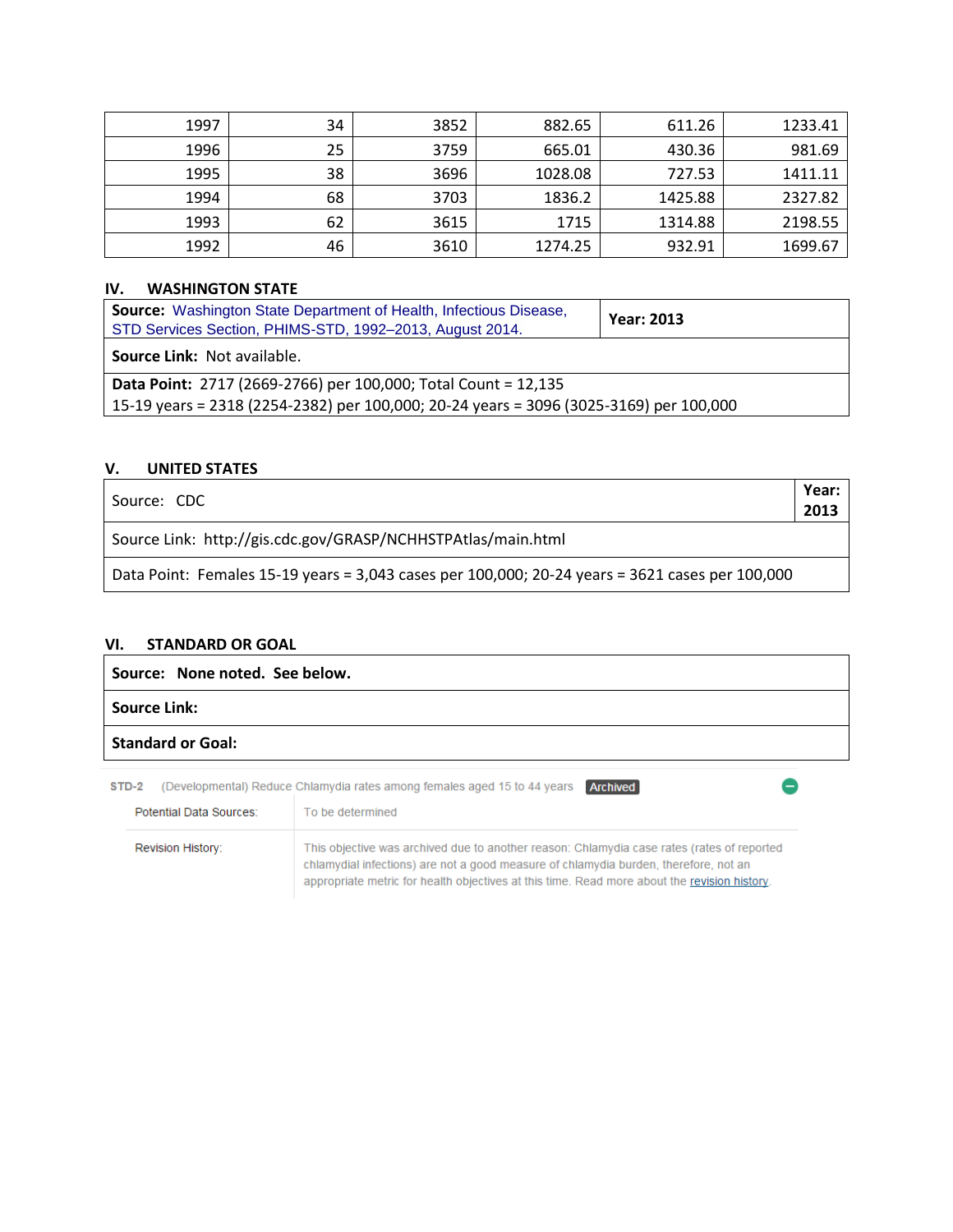| | | | | | |
|---|---|---|---|---|---|
| 1997 | 34 | 3852 | 882.65 | 611.26 | 1233.41 |
| 1996 | 25 | 3759 | 665.01 | 430.36 | 981.69 |
| 1995 | 38 | 3696 | 1028.08 | 727.53 | 1411.11 |
| 1994 | 68 | 3703 | 1836.2 | 1425.88 | 2327.82 |
| 1993 | 62 | 3615 | 1715 | 1314.88 | 2198.55 |
| 1992 | 46 | 3610 | 1274.25 | 932.91 | 1699.67 |

## IV. WASHINGTON STATE

| | |
|---|---|
| **Source:** Washington State Department of Health, Infectious Disease, STD Services Section, PHIMS-STD, 1992–2013, August 2014. | **Year: 2013** |
| **Source Link:** Not available. | |
| **Data Point:** 2717 (2669-2766) per 100,000; Total Count = 12,135<br>15-19 years = 2318 (2254-2382) per 100,000; 20-24 years = 3096 (3025-3169) per 100,000 | |

## V. UNITED STATES

| | |
|---|---|
| Source: CDC | **Year: 2013** |
| Source Link: http://gis.cdc.gov/GRASP/NCHHSTPAtlas/main.html | |
| Data Point: Females 15-19 years = 3,043 cases per 100,000; 20-24 years = 3621 cases per 100,000 | |

## VI. STANDARD OR GOAL

| |
|---|
| **Source: None noted. See below.** |
| **Source Link:** |
| **Standard or Goal:** |

STD-2 (Developmental) Reduce Chlamydia rates among females aged 15 to 44 years **Archived**

| | |
|---|---|
| Potential Data Sources: | To be determined |
| Revision History: | This objective was archived due to another reason: Chlamydia case rates (rates of reported chlamydial infections) are not a good measure of chlamydia burden, therefore, not an appropriate metric for health objectives at this time. Read more about the revision history. |